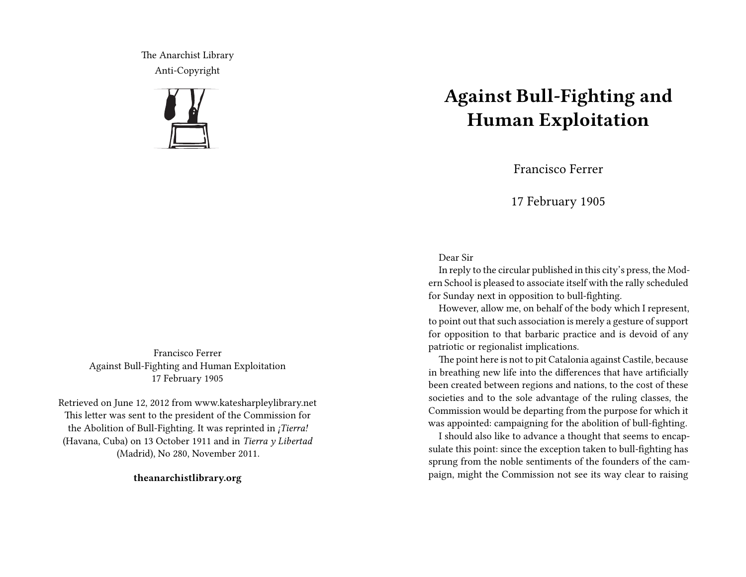The Anarchist Library
Anti-Copyright

Francisco Ferrer
Against Bull-Fighting and Human Exploitation
17 February 1905

Retrieved on June 12, 2012 from www.katesharpleylibrary.net
This letter was sent to the president of the Commission for the Abolition of Bull-Fighting. It was reprinted in *¡Tierra!* (Havana, Cuba) on 13 October 1911 and in *Tierra y Libertad* (Madrid), No 280, November 2011.

**theanarchistlibrary.org**

# Against Bull-Fighting and Human Exploitation

Francisco Ferrer

17 February 1905

Dear Sir

In reply to the circular published in this city's press, the Modern School is pleased to associate itself with the rally scheduled for Sunday next in opposition to bull-fighting.

However, allow me, on behalf of the body which I represent, to point out that such association is merely a gesture of support for opposition to that barbaric practice and is devoid of any patriotic or regionalist implications.

The point here is not to pit Catalonia against Castile, because in breathing new life into the differences that have artificially been created between regions and nations, to the cost of these societies and to the sole advantage of the ruling classes, the Commission would be departing from the purpose for which it was appointed: campaigning for the abolition of bull-fighting.

I should also like to advance a thought that seems to encapsulate this point: since the exception taken to bull-fighting has sprung from the noble sentiments of the founders of the campaign, might the Commission not see its way clear to raising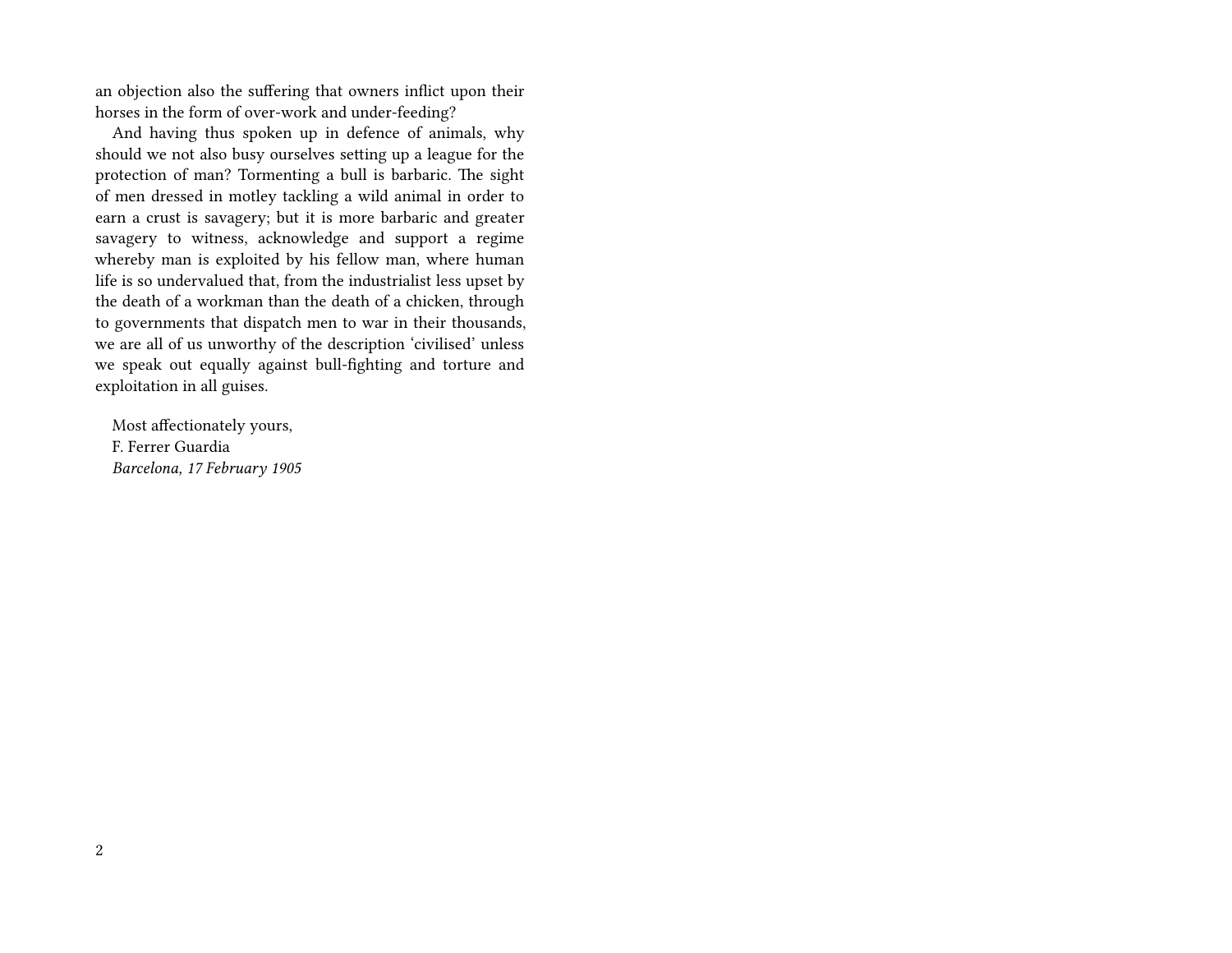an objection also the suffering that owners inflict upon their horses in the form of over-work and under-feeding?

And having thus spoken up in defence of animals, why should we not also busy ourselves setting up a league for the protection of man? Tormenting a bull is barbaric. The sight of men dressed in motley tackling a wild animal in order to earn a crust is savagery; but it is more barbaric and greater savagery to witness, acknowledge and support a regime whereby man is exploited by his fellow man, where human life is so undervalued that, from the industrialist less upset by the death of a workman than the death of a chicken, through to governments that dispatch men to war in their thousands, we are all of us unworthy of the description 'civilised' unless we speak out equally against bull-fighting and torture and exploitation in all guises.

Most affectionately yours,  
F. Ferrer Guardia  
*Barcelona, 17 February 1905*